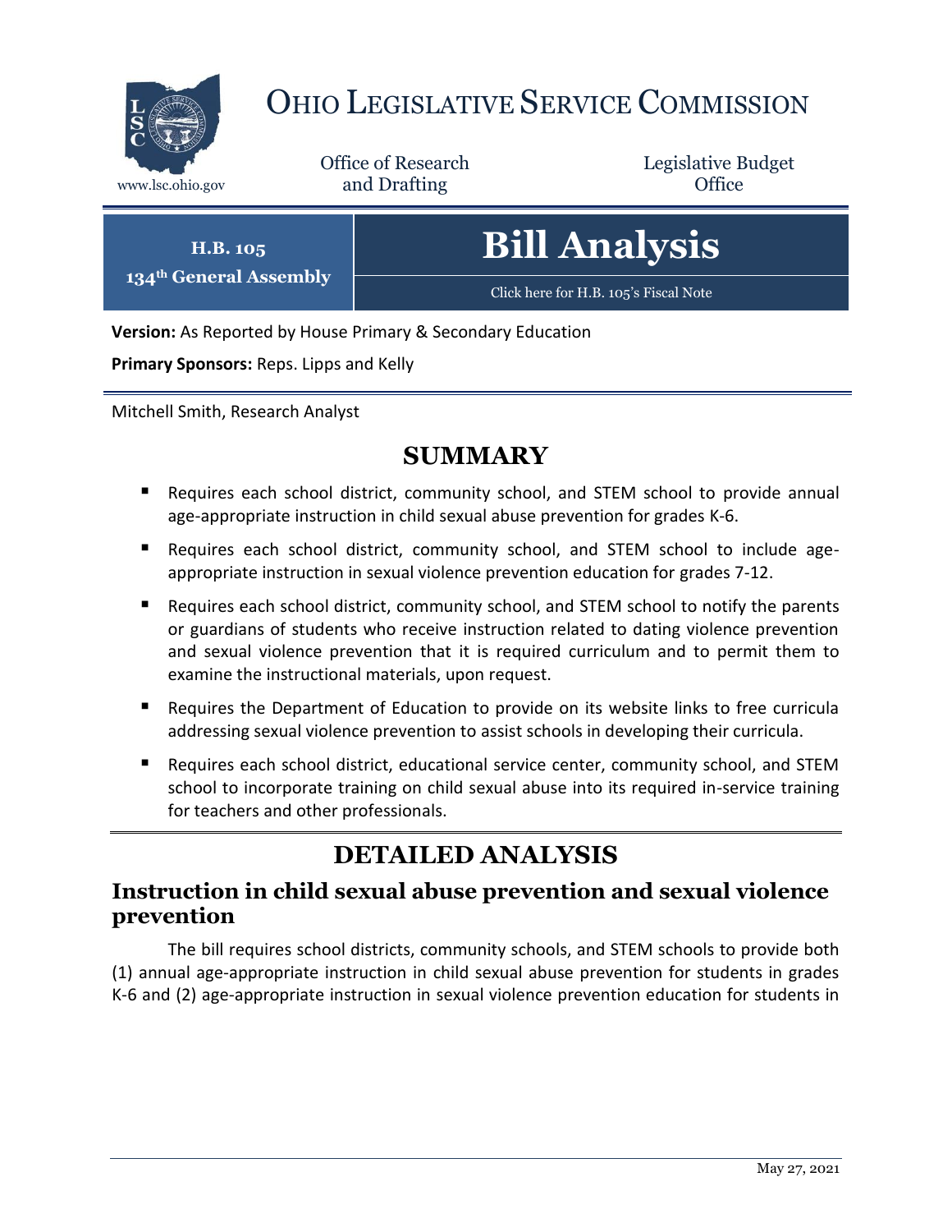# Ohio Legislative Service Commission

www.lsc.ohio.gov

Office of Research and Drafting

Legislative Budget Office

**H.B. 105**
**134th General Assembly**

# Bill Analysis

Click here for H.B. 105's Fiscal Note

**Version:** As Reported by House Primary & Secondary Education

**Primary Sponsors:** Reps. Lipps and Kelly

Mitchell Smith, Research Analyst

## SUMMARY

- Requires each school district, community school, and STEM school to provide annual age-appropriate instruction in child sexual abuse prevention for grades K-6.
- Requires each school district, community school, and STEM school to include age-appropriate instruction in sexual violence prevention education for grades 7-12.
- Requires each school district, community school, and STEM school to notify the parents or guardians of students who receive instruction related to dating violence prevention and sexual violence prevention that it is required curriculum and to permit them to examine the instructional materials, upon request.
- Requires the Department of Education to provide on its website links to free curricula addressing sexual violence prevention to assist schools in developing their curricula.
- Requires each school district, educational service center, community school, and STEM school to incorporate training on child sexual abuse into its required in-service training for teachers and other professionals.

## DETAILED ANALYSIS

### Instruction in child sexual abuse prevention and sexual violence prevention

The bill requires school districts, community schools, and STEM schools to provide both (1) annual age-appropriate instruction in child sexual abuse prevention for students in grades K-6 and (2) age-appropriate instruction in sexual violence prevention education for students in

May 27, 2021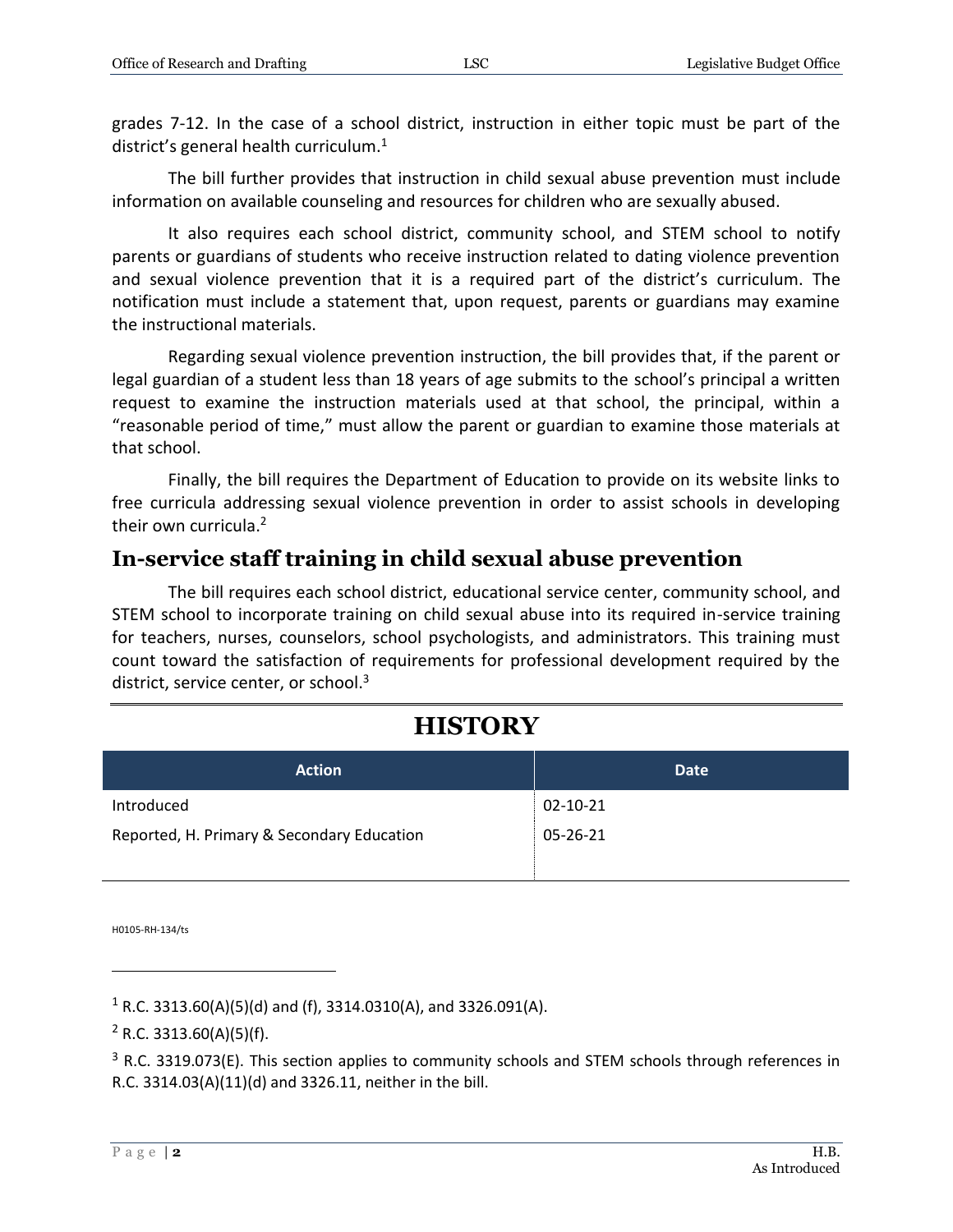grades 7-12. In the case of a school district, instruction in either topic must be part of the district's general health curriculum.[1]

The bill further provides that instruction in child sexual abuse prevention must include information on available counseling and resources for children who are sexually abused.

It also requires each school district, community school, and STEM school to notify parents or guardians of students who receive instruction related to dating violence prevention and sexual violence prevention that it is a required part of the district's curriculum. The notification must include a statement that, upon request, parents or guardians may examine the instructional materials.

Regarding sexual violence prevention instruction, the bill provides that, if the parent or legal guardian of a student less than 18 years of age submits to the school's principal a written request to examine the instruction materials used at that school, the principal, within a "reasonable period of time," must allow the parent or guardian to examine those materials at that school.

Finally, the bill requires the Department of Education to provide on its website links to free curricula addressing sexual violence prevention in order to assist schools in developing their own curricula.[2]

## In-service staff training in child sexual abuse prevention

The bill requires each school district, educational service center, community school, and STEM school to incorporate training on child sexual abuse into its required in-service training for teachers, nurses, counselors, school psychologists, and administrators. This training must count toward the satisfaction of requirements for professional development required by the district, service center, or school.[3]

# HISTORY

| Action | Date |
| --- | --- |
| Introduced | 02-10-21 |
| Reported, H. Primary & Secondary Education | 05-26-21 |

H0105-RH-134/ts

[1] R.C. 3313.60(A)(5)(d) and (f), 3314.0310(A), and 3326.091(A).

[2] R.C. 3313.60(A)(5)(f).

[3] R.C. 3319.073(E). This section applies to community schools and STEM schools through references in R.C. 3314.03(A)(11)(d) and 3326.11, neither in the bill.